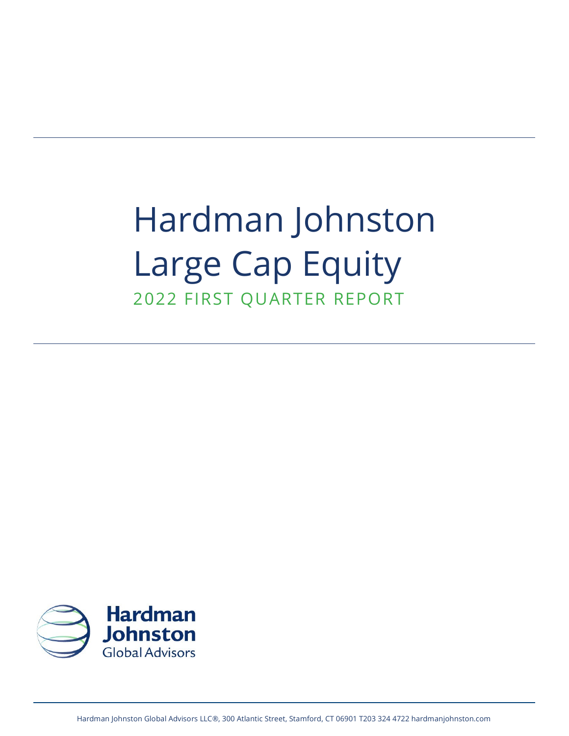# Hardman Johnston Large Cap Equity

## 2022 FIRST QUARTER REPORT

Hardman Johnston Global Advisors

Hardman Johnston Global Advisors LLC®, 300 Atlantic Street, Stamford, CT 06901 T203 324 4722 hardmanjohnston.com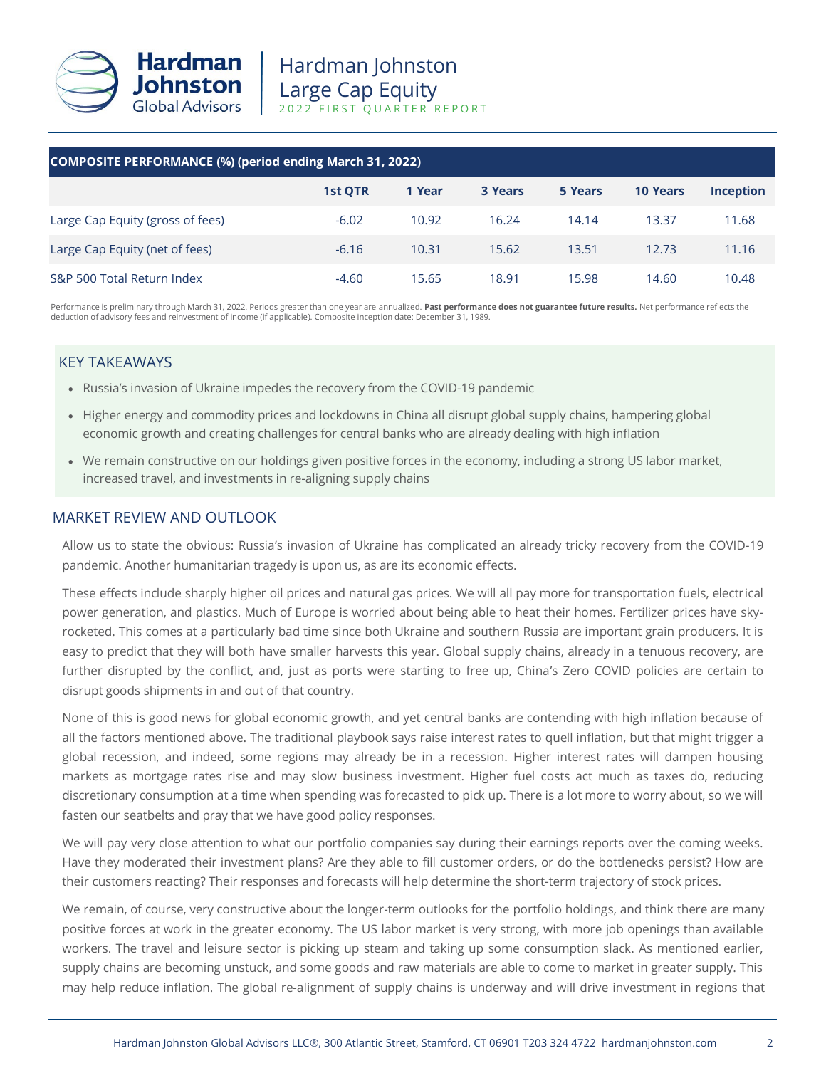# Hardman Johnston Large Cap Equity

2022 FIRST QUARTER REPORT

| COMPOSITE PERFORMANCE (%) (period ending March 31, 2022) | 1st QTR | 1 Year | 3 Years | 5 Years | 10 Years | Inception |
|---|---|---|---|---|---|---|
| Large Cap Equity (gross of fees) | -6.02 | 10.92 | 16.24 | 14.14 | 13.37 | 11.68 |
| Large Cap Equity (net of fees) | -6.16 | 10.31 | 15.62 | 13.51 | 12.73 | 11.16 |
| S&P 500 Total Return Index | -4.60 | 15.65 | 18.91 | 15.98 | 14.60 | 10.48 |

Performance is preliminary through March 31, 2022. Periods greater than one year are annualized. **Past performance does not guarantee future results.** Net performance reflects the deduction of advisory fees and reinvestment of income (if applicable). Composite inception date: December 31, 1989.

## KEY TAKEAWAYS

- Russia's invasion of Ukraine impedes the recovery from the COVID-19 pandemic
- Higher energy and commodity prices and lockdowns in China all disrupt global supply chains, hampering global economic growth and creating challenges for central banks who are already dealing with high inflation
- We remain constructive on our holdings given positive forces in the economy, including a strong US labor market, increased travel, and investments in re-aligning supply chains

## MARKET REVIEW AND OUTLOOK

Allow us to state the obvious: Russia's invasion of Ukraine has complicated an already tricky recovery from the COVID-19 pandemic. Another humanitarian tragedy is upon us, as are its economic effects.

These effects include sharply higher oil prices and natural gas prices. We will all pay more for transportation fuels, electrical power generation, and plastics. Much of Europe is worried about being able to heat their homes. Fertilizer prices have sky-rocketed. This comes at a particularly bad time since both Ukraine and southern Russia are important grain producers. It is easy to predict that they will both have smaller harvests this year. Global supply chains, already in a tenuous recovery, are further disrupted by the conflict, and, just as ports were starting to free up, China's Zero COVID policies are certain to disrupt goods shipments in and out of that country.

None of this is good news for global economic growth, and yet central banks are contending with high inflation because of all the factors mentioned above. The traditional playbook says raise interest rates to quell inflation, but that might trigger a global recession, and indeed, some regions may already be in a recession. Higher interest rates will dampen housing markets as mortgage rates rise and may slow business investment. Higher fuel costs act much as taxes do, reducing discretionary consumption at a time when spending was forecasted to pick up. There is a lot more to worry about, so we will fasten our seatbelts and pray that we have good policy responses.

We will pay very close attention to what our portfolio companies say during their earnings reports over the coming weeks. Have they moderated their investment plans? Are they able to fill customer orders, or do the bottlenecks persist? How are their customers reacting? Their responses and forecasts will help determine the short-term trajectory of stock prices.

We remain, of course, very constructive about the longer-term outlooks for the portfolio holdings, and think there are many positive forces at work in the greater economy. The US labor market is very strong, with more job openings than available workers. The travel and leisure sector is picking up steam and taking up some consumption slack. As mentioned earlier, supply chains are becoming unstuck, and some goods and raw materials are able to come to market in greater supply. This may help reduce inflation. The global re-alignment of supply chains is underway and will drive investment in regions that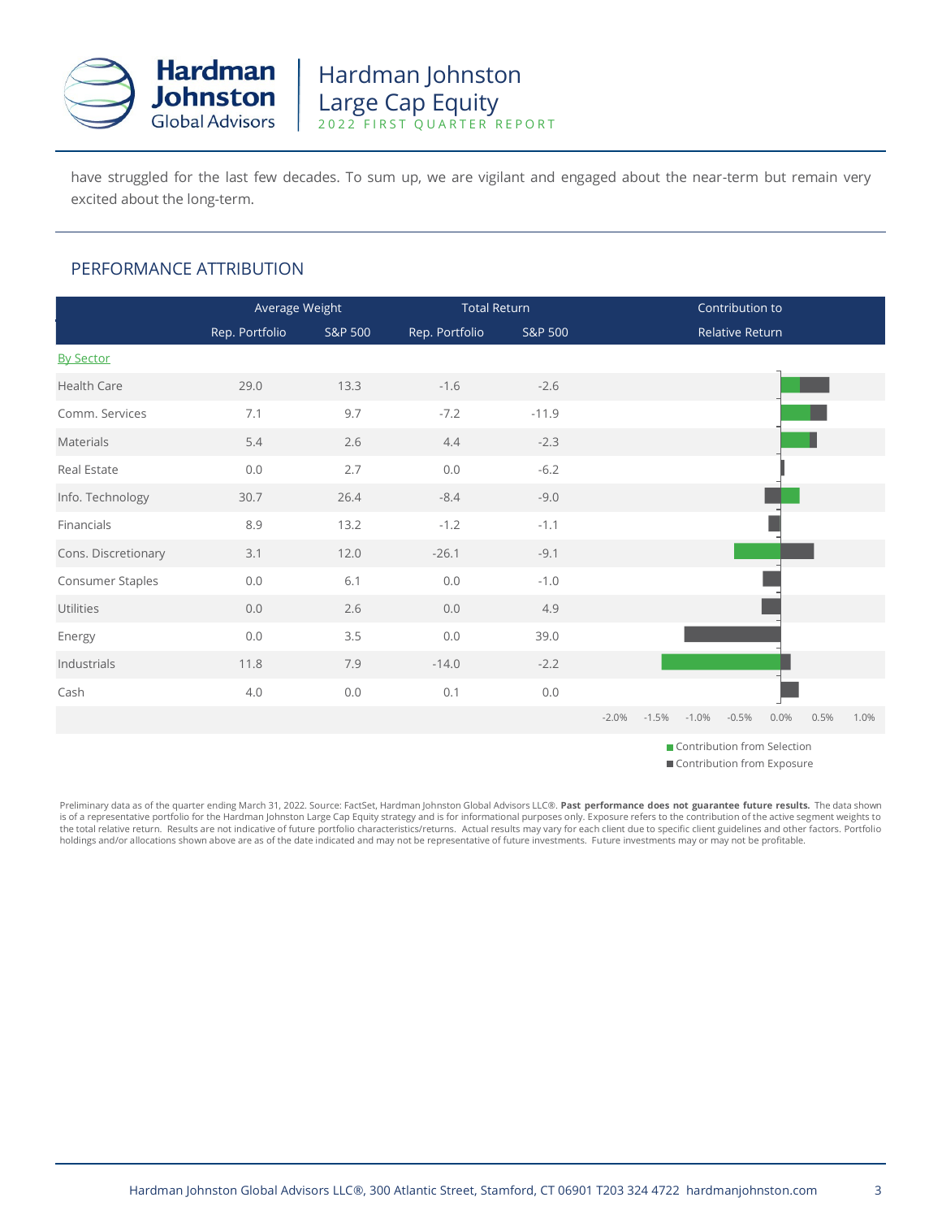have struggled for the last few decades. To sum up, we are vigilant and engaged about the near-term but remain very excited about the long-term.

## PERFORMANCE ATTRIBUTION

| | Average Weight | | Total Return | | Contribution to Relative Return |
|---|---|---|---|---|---|
| | Rep. Portfolio | S&P 500 | Rep. Portfolio | S&P 500 | |
| By Sector | | | | | |
| Health Care | 29.0 | 13.3 | -1.6 | -2.6 | |
| Comm. Services | 7.1 | 9.7 | -7.2 | -11.9 | |
| Materials | 5.4 | 2.6 | 4.4 | -2.3 | |
| Real Estate | 0.0 | 2.7 | 0.0 | -6.2 | |
| Info. Technology | 30.7 | 26.4 | -8.4 | -9.0 | |
| Financials | 8.9 | 13.2 | -1.2 | -1.1 | |
| Cons. Discretionary | 3.1 | 12.0 | -26.1 | -9.1 | |
| Consumer Staples | 0.0 | 6.1 | 0.0 | -1.0 | |
| Utilities | 0.0 | 2.6 | 0.0 | 4.9 | |
| Energy | 0.0 | 3.5 | 0.0 | 39.0 | |
| Industrials | 11.8 | 7.9 | -14.0 | -2.2 | |
| Cash | 4.0 | 0.0 | 0.1 | 0.0 | |

-2.0% -1.5% -1.0% -0.5% 0.0% 0.5% 1.0%

■ Contribution from Selection
■ Contribution from Exposure

Preliminary data as of the quarter ending March 31, 2022. Source: FactSet, Hardman Johnston Global Advisors LLC®. **Past performance does not guarantee future results.** The data shown is of a representative portfolio for the Hardman Johnston Large Cap Equity strategy and is for informational purposes only. Exposure refers to the contribution of the active segment weights to the total relative return. Results are not indicative of future portfolio characteristics/returns. Actual results may vary for each client due to specific client guidelines and other factors. Portfolio holdings and/or allocations shown above are as of the date indicated and may not be representative of future investments. Future investments may or may not be profitable.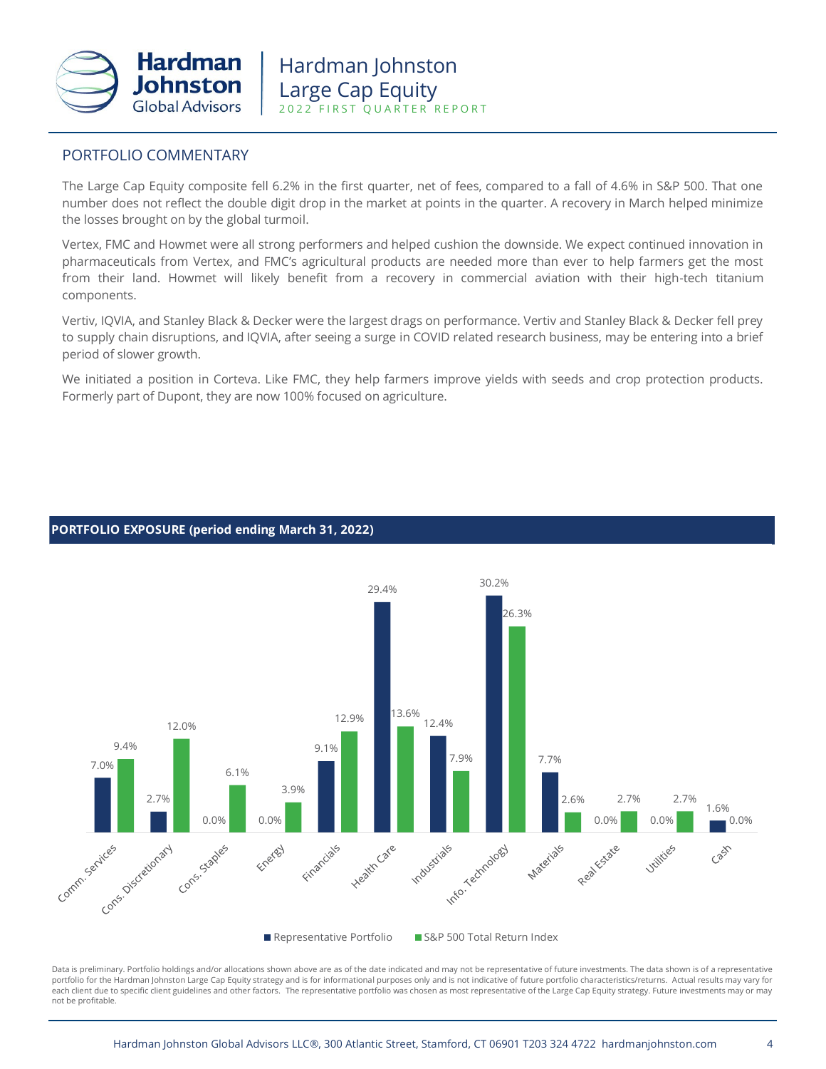## PORTFOLIO COMMENTARY

The Large Cap Equity composite fell 6.2% in the first quarter, net of fees, compared to a fall of 4.6% in S&P 500. That one number does not reflect the double digit drop in the market at points in the quarter. A recovery in March helped minimize the losses brought on by the global turmoil.

Vertex, FMC and Howmet were all strong performers and helped cushion the downside. We expect continued innovation in pharmaceuticals from Vertex, and FMC's agricultural products are needed more than ever to help farmers get the most from their land. Howmet will likely benefit from a recovery in commercial aviation with their high-tech titanium components.

Vertiv, IQVIA, and Stanley Black & Decker were the largest drags on performance. Vertiv and Stanley Black & Decker fell prey to supply chain disruptions, and IQVIA, after seeing a surge in COVID related research business, may be entering into a brief period of slower growth.

We initiated a position in Corteva. Like FMC, they help farmers improve yields with seeds and crop protection products. Formerly part of Dupont, they are now 100% focused on agriculture.

## PORTFOLIO EXPOSURE (period ending March 31, 2022)

| Sector | Representative Portfolio | S&P 500 Total Return Index |
|---|---|---|
| Comm. Services | 7.0% | 9.4% |
| Cons. Discretionary | 2.7% | 12.0% |
| Cons. Staples | 0.0% | 6.1% |
| Energy | 0.0% | 3.9% |
| Financials | 9.1% | 12.9% |
| Health Care | 29.4% | 13.6% |
| Industrials | 12.4% | 7.9% |
| Info. Technology | 30.2% | 26.3% |
| Materials | 7.7% | 2.6% |
| Real Estate | 0.0% | 2.7% |
| Utilities | 0.0% | 2.7% |
| Cash | 1.6% | 0.0% |

Data is preliminary. Portfolio holdings and/or allocations shown above are as of the date indicated and may not be representative of future investments. The data shown is of a representative portfolio for the Hardman Johnston Large Cap Equity strategy and is for informational purposes only and is not indicative of future portfolio characteristics/returns. Actual results may vary for each client due to specific client guidelines and other factors. The representative portfolio was chosen as most representative of the Large Cap Equity strategy. Future investments may or may not be profitable.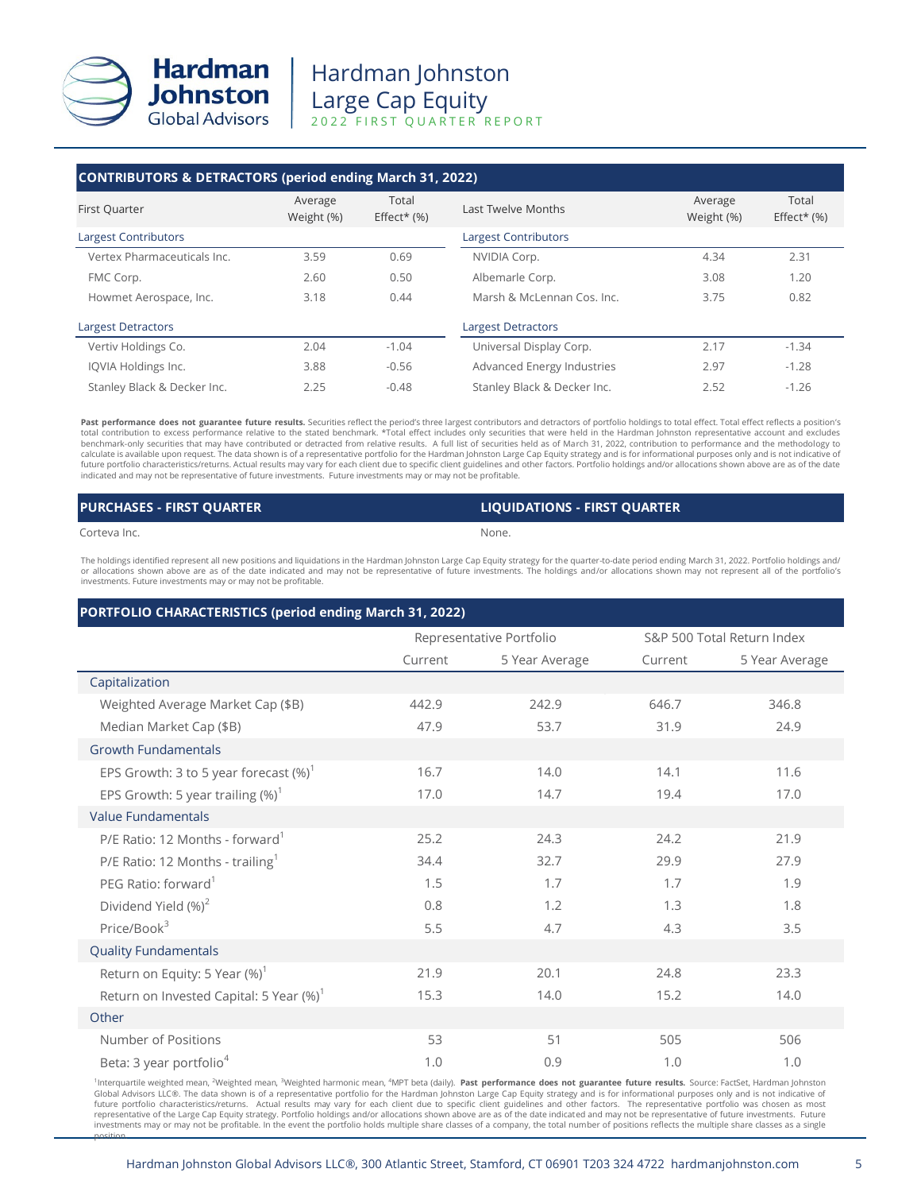## CONTRIBUTORS & DETRACTORS (period ending March 31, 2022)

| First Quarter | Average Weight (%) | Total Effect* (%) |
|---|---|---|
| **Largest Contributors** | | |
| Vertex Pharmaceuticals Inc. | 3.59 | 0.69 |
| FMC Corp. | 2.60 | 0.50 |
| Howmet Aerospace, Inc. | 3.18 | 0.44 |
| **Largest Detractors** | | |
| Vertiv Holdings Co. | 2.04 | -1.04 |
| IQVIA Holdings Inc. | 3.88 | -0.56 |
| Stanley Black & Decker Inc. | 2.25 | -0.48 |

| Last Twelve Months | Average Weight (%) | Total Effect* (%) |
|---|---|---|
| **Largest Contributors** | | |
| NVIDIA Corp. | 4.34 | 2.31 |
| Albemarle Corp. | 3.08 | 1.20 |
| Marsh & McLennan Cos. Inc. | 3.75 | 0.82 |
| **Largest Detractors** | | |
| Universal Display Corp. | 2.17 | -1.34 |
| Advanced Energy Industries | 2.97 | -1.28 |
| Stanley Black & Decker Inc. | 2.52 | -1.26 |

**Past performance does not guarantee future results.** Securities reflect the period's three largest contributors and detractors of portfolio holdings to total effect. Total effect reflects a position's total contribution to excess performance relative to the stated benchmark. *Total effect includes only securities that were held in the Hardman Johnston representative account and excludes benchmark-only securities that may have contributed or detracted from relative results. A full list of securities held as of March 31, 2022, contribution to performance and the methodology to calculate is available upon request. The data shown is of a representative portfolio for the Hardman Johnston Large Cap Equity strategy and is for informational purposes only and is not indicative of future portfolio characteristics/returns. Actual results may vary for each client due to specific client guidelines and other factors. Portfolio holdings and/or allocations shown above are as of the date indicated and may not be representative of future investments. Future investments may or may not be profitable.

## PURCHASES - FIRST QUARTER

Corteva Inc.

## LIQUIDATIONS - FIRST QUARTER

None.

The holdings identified represent all new positions and liquidations in the Hardman Johnston Large Cap Equity strategy for the quarter-to-date period ending March 31, 2022. Portfolio holdings and/or allocations shown above are as of the date indicated and may not be representative of future investments. The holdings and/or allocations shown may not represent all of the portfolio's investments. Future investments may or may not be profitable.

## PORTFOLIO CHARACTERISTICS (period ending March 31, 2022)

| | Representative Portfolio | | S&P 500 Total Return Index | |
|---|---|---|---|---|
| | Current | 5 Year Average | Current | 5 Year Average |
| **Capitalization** | | | | |
| Weighted Average Market Cap ($B) | 442.9 | 242.9 | 646.7 | 346.8 |
| Median Market Cap ($B) | 47.9 | 53.7 | 31.9 | 24.9 |
| **Growth Fundamentals** | | | | |
| EPS Growth: 3 to 5 year forecast (%)[1] | 16.7 | 14.0 | 14.1 | 11.6 |
| EPS Growth: 5 year trailing (%)[1] | 17.0 | 14.7 | 19.4 | 17.0 |
| **Value Fundamentals** | | | | |
| P/E Ratio: 12 Months - forward[1] | 25.2 | 24.3 | 24.2 | 21.9 |
| P/E Ratio: 12 Months - trailing[1] | 34.4 | 32.7 | 29.9 | 27.9 |
| PEG Ratio: forward[1] | 1.5 | 1.7 | 1.7 | 1.9 |
| Dividend Yield (%)[2] | 0.8 | 1.2 | 1.3 | 1.8 |
| Price/Book[3] | 5.5 | 4.7 | 4.3 | 3.5 |
| **Quality Fundamentals** | | | | |
| Return on Equity: 5 Year (%)[1] | 21.9 | 20.1 | 24.8 | 23.3 |
| Return on Invested Capital: 5 Year (%)[1] | 15.3 | 14.0 | 15.2 | 14.0 |
| **Other** | | | | |
| Number of Positions | 53 | 51 | 505 | 506 |
| Beta: 3 year portfolio[4] | 1.0 | 0.9 | 1.0 | 1.0 |

[1]Interquartile weighted mean, [2]Weighted mean, [3]Weighted harmonic mean, [4]MPT beta (daily). **Past performance does not guarantee future results.** Source: FactSet, Hardman Johnston Global Advisors LLC®. The data shown is of a representative portfolio for the Hardman Johnston Large Cap Equity strategy and is for informational purposes only and is not indicative of future portfolio characteristics/returns. Actual results may vary for each client due to specific client guidelines and other factors. The representative portfolio was chosen as most representative of the Large Cap Equity strategy. Portfolio holdings and/or allocations shown above are as of the date indicated and may not be representative of future investments. Future investments may or may not be profitable. In the event the portfolio holds multiple share classes of a company, the total number of positions reflects the multiple share classes as a single position.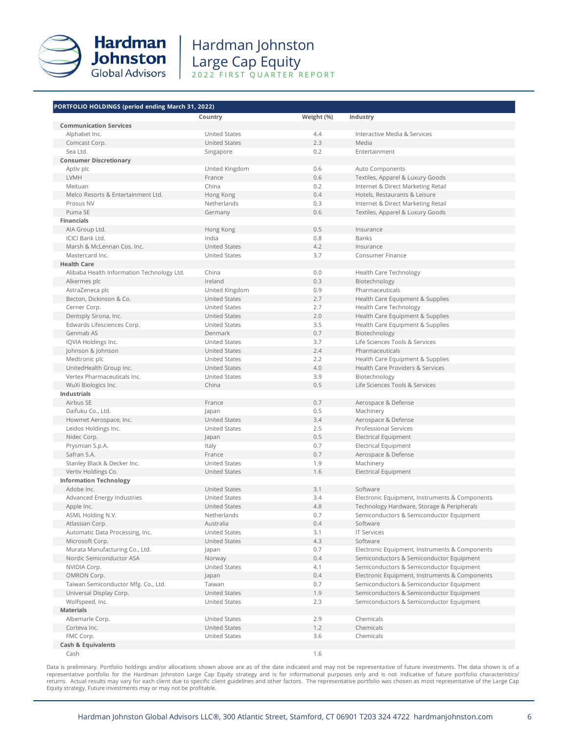# Hardman Johnston Large Cap Equity

2022 FIRST QUARTER REPORT

**PORTFOLIO HOLDINGS (period ending March 31, 2022)**

| | Country | Weight (%) | Industry |
|---|---|---|---|
| **Communication Services** | | | |
| Alphabet Inc. | United States | 4.4 | Interactive Media & Services |
| Comcast Corp. | United States | 2.3 | Media |
| Sea Ltd. | Singapore | 0.2 | Entertainment |
| **Consumer Discretionary** | | | |
| Aptiv plc | United Kingdom | 0.6 | Auto Components |
| LVMH | France | 0.6 | Textiles, Apparel & Luxury Goods |
| Meituan | China | 0.2 | Internet & Direct Marketing Retail |
| Melco Resorts & Entertainment Ltd. | Hong Kong | 0.4 | Hotels, Restaurants & Leisure |
| Prosus NV | Netherlands | 0.3 | Internet & Direct Marketing Retail |
| Puma SE | Germany | 0.6 | Textiles, Apparel & Luxury Goods |
| **Financials** | | | |
| AIA Group Ltd. | Hong Kong | 0.5 | Insurance |
| ICICI Bank Ltd. | India | 0.8 | Banks |
| Marsh & McLennan Cos. Inc. | United States | 4.2 | Insurance |
| Mastercard Inc. | United States | 3.7 | Consumer Finance |
| **Health Care** | | | |
| Alibaba Health Information Technology Ltd. | China | 0.0 | Health Care Technology |
| Alkermes plc | Ireland | 0.3 | Biotechnology |
| AstraZeneca plc | United Kingdom | 0.9 | Pharmaceuticals |
| Becton, Dickinson & Co. | United States | 2.7 | Health Care Equipment & Supplies |
| Cerner Corp. | United States | 2.7 | Health Care Technology |
| Dentsply Sirona, Inc. | United States | 2.0 | Health Care Equipment & Supplies |
| Edwards Lifesciences Corp. | United States | 3.5 | Health Care Equipment & Supplies |
| Genmab AS | Denmark | 0.7 | Biotechnology |
| IQVIA Holdings Inc. | United States | 3.7 | Life Sciences Tools & Services |
| Johnson & Johnson | United States | 2.4 | Pharmaceuticals |
| Medtronic plc | United States | 2.2 | Health Care Equipment & Supplies |
| UnitedHealth Group Inc. | United States | 4.0 | Health Care Providers & Services |
| Vertex Pharmaceuticals Inc. | United States | 3.9 | Biotechnology |
| WuXi Biologics Inc. | China | 0.5 | Life Sciences Tools & Services |
| **Industrials** | | | |
| Airbus SE | France | 0.7 | Aerospace & Defense |
| Daifuku Co., Ltd. | Japan | 0.5 | Machinery |
| Howmet Aerospace, Inc. | United States | 3.4 | Aerospace & Defense |
| Leidos Holdings Inc. | United States | 2.5 | Professional Services |
| Nidec Corp. | Japan | 0.5 | Electrical Equipment |
| Prysmian S.p.A. | Italy | 0.7 | Electrical Equipment |
| Safran S.A. | France | 0.7 | Aerospace & Defense |
| Stanley Black & Decker Inc. | United States | 1.9 | Machinery |
| Vertiv Holdings Co. | United States | 1.6 | Electrical Equipment |
| **Information Technology** | | | |
| Adobe Inc. | United States | 3.1 | Software |
| Advanced Energy Industries | United States | 3.4 | Electronic Equipment, Instruments & Components |
| Apple Inc. | United States | 4.8 | Technology Hardware, Storage & Peripherals |
| ASML Holding N.V. | Netherlands | 0.7 | Semiconductors & Semiconductor Equipment |
| Atlassian Corp. | Australia | 0.4 | Software |
| Automatic Data Processing, Inc. | United States | 3.1 | IT Services |
| Microsoft Corp. | United States | 4.3 | Software |
| Murata Manufacturing Co., Ltd. | Japan | 0.7 | Electronic Equipment, Instruments & Components |
| Nordic Semiconductor ASA | Norway | 0.4 | Semiconductors & Semiconductor Equipment |
| NVIDIA Corp. | United States | 4.1 | Semiconductors & Semiconductor Equipment |
| OMRON Corp. | Japan | 0.4 | Electronic Equipment, Instruments & Components |
| Taiwan Semiconductor Mfg. Co., Ltd. | Taiwan | 0.7 | Semiconductors & Semiconductor Equipment |
| Universal Display Corp. | United States | 1.9 | Semiconductors & Semiconductor Equipment |
| Wolfspeed, Inc. | United States | 2.3 | Semiconductors & Semiconductor Equipment |
| **Materials** | | | |
| Albemarle Corp. | United States | 2.9 | Chemicals |
| Corteva Inc. | United States | 1.2 | Chemicals |
| FMC Corp. | United States | 3.6 | Chemicals |
| **Cash & Equivalents** | | | |
| Cash | | 1.6 | |

Data is preliminary. Portfolio holdings and/or allocations shown above are as of the date indicated and may not be representative of future investments. The data shown is of a representative portfolio for the Hardman Johnston Large Cap Equity strategy and is for informational purposes only and is not indicative of future portfolio characteristics/returns. Actual results may vary for each client due to specific client guidelines and other factors. The representative portfolio was chosen as most representative of the Large Cap Equity strategy. Future investments may or may not be profitable.

Hardman Johnston Global Advisors LLC®, 300 Atlantic Street, Stamford, CT 06901 T203 324 4722 hardmanjohnston.com